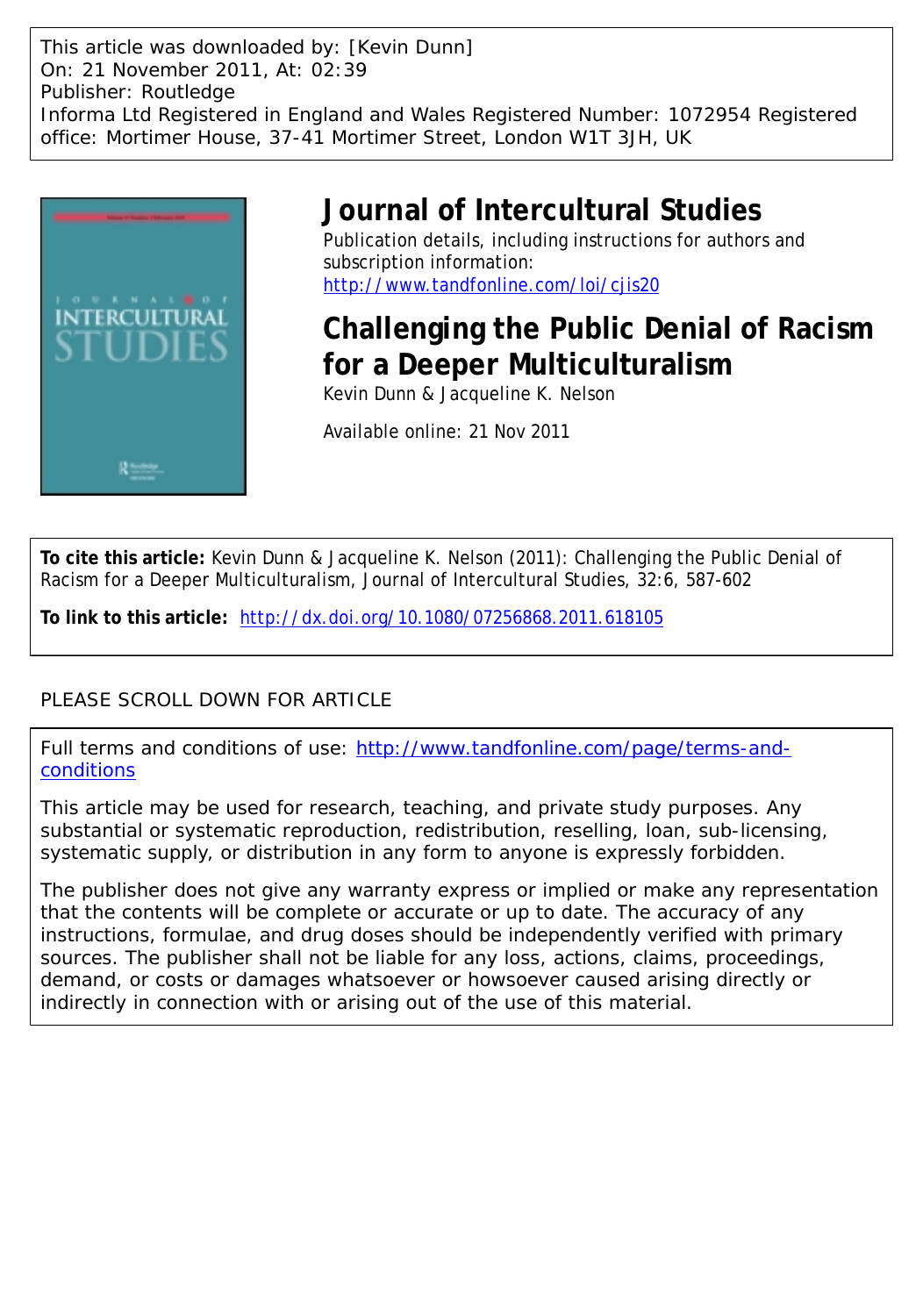This article was downloaded by: [Kevin Dunn]
On: 21 November 2011, At: 02:39
Publisher: Routledge
Informa Ltd Registered in England and Wales Registered Number: 1072954 Registered office: Mortimer House, 37-41 Mortimer Street, London W1T 3JH, UK

# Journal of Intercultural Studies

Publication details, including instructions for authors and subscription information:
http://www.tandfonline.com/loi/cjis20

## Challenging the Public Denial of Racism for a Deeper Multiculturalism

Kevin Dunn & Jacqueline K. Nelson

Available online: 21 Nov 2011

**To cite this article:** Kevin Dunn & Jacqueline K. Nelson (2011): Challenging the Public Denial of Racism for a Deeper Multiculturalism, Journal of Intercultural Studies, 32:6, 587-602

**To link to this article:** http://dx.doi.org/10.1080/07256868.2011.618105

PLEASE SCROLL DOWN FOR ARTICLE

Full terms and conditions of use: http://www.tandfonline.com/page/terms-and-conditions

This article may be used for research, teaching, and private study purposes. Any substantial or systematic reproduction, redistribution, reselling, loan, sub-licensing, systematic supply, or distribution in any form to anyone is expressly forbidden.

The publisher does not give any warranty express or implied or make any representation that the contents will be complete or accurate or up to date. The accuracy of any instructions, formulae, and drug doses should be independently verified with primary sources. The publisher shall not be liable for any loss, actions, claims, proceedings, demand, or costs or damages whatsoever or howsoever caused arising directly or indirectly in connection with or arising out of the use of this material.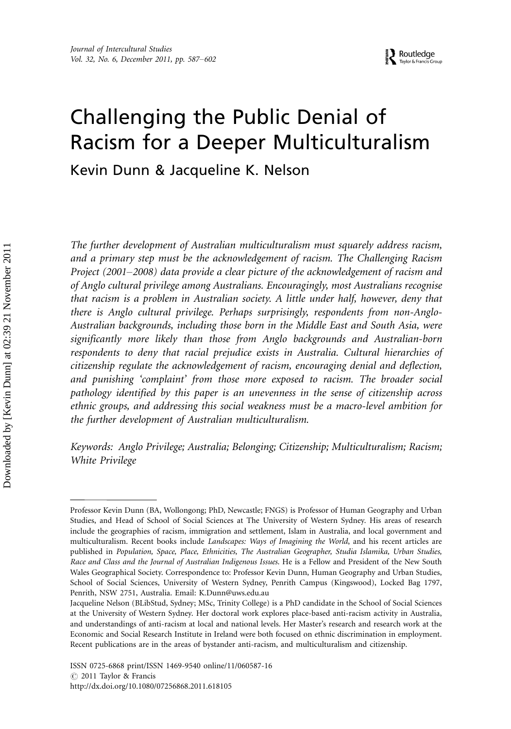# Challenging the Public Denial of Racism for a Deeper Multiculturalism

Kevin Dunn & Jacqueline K. Nelson

*The further development of Australian multiculturalism must squarely address racism, and a primary step must be the acknowledgement of racism. The Challenging Racism Project (2001–2008) data provide a clear picture of the acknowledgement of racism and of Anglo cultural privilege among Australians. Encouragingly, most Australians recognise that racism is a problem in Australian society. A little under half, however, deny that there is Anglo cultural privilege. Perhaps surprisingly, respondents from non-Anglo-Australian backgrounds, including those born in the Middle East and South Asia, were significantly more likely than those from Anglo backgrounds and Australian-born respondents to deny that racial prejudice exists in Australia. Cultural hierarchies of citizenship regulate the acknowledgement of racism, encouraging denial and deflection, and punishing 'complaint' from those more exposed to racism. The broader social pathology identified by this paper is an unevenness in the sense of citizenship across ethnic groups, and addressing this social weakness must be a macro-level ambition for the further development of Australian multiculturalism.*

*Keywords: Anglo Privilege; Australia; Belonging; Citizenship; Multiculturalism; Racism; White Privilege*

---

Professor Kevin Dunn (BA, Wollongong; PhD, Newcastle; FNGS) is Professor of Human Geography and Urban Studies, and Head of School of Social Sciences at The University of Western Sydney. His areas of research include the geographies of racism, immigration and settlement, Islam in Australia, and local government and multiculturalism. Recent books include *Landscapes: Ways of Imagining the World*, and his recent articles are published in *Population, Space, Place, Ethnicities, The Australian Geographer, Studia Islamika, Urban Studies, Race and Class and the Journal of Australian Indigenous Issues*. He is a Fellow and President of the New South Wales Geographical Society. Correspondence to: Professor Kevin Dunn, Human Geography and Urban Studies, School of Social Sciences, University of Western Sydney, Penrith Campus (Kingswood), Locked Bag 1797, Penrith, NSW 2751, Australia. Email: K.Dunn@uws.edu.au

Jacqueline Nelson (BLibStud, Sydney; MSc, Trinity College) is a PhD candidate in the School of Social Sciences at the University of Western Sydney. Her doctoral work explores place-based anti-racism activity in Australia, and understandings of anti-racism at local and national levels. Her Master's research and research work at the Economic and Social Research Institute in Ireland were both focused on ethnic discrimination in employment. Recent publications are in the areas of bystander anti-racism, and multiculturalism and citizenship.

ISSN 0725-6868 print/ISSN 1469-9540 online/11/060587-16
© 2011 Taylor & Francis
http://dx.doi.org/10.1080/07256868.2011.618105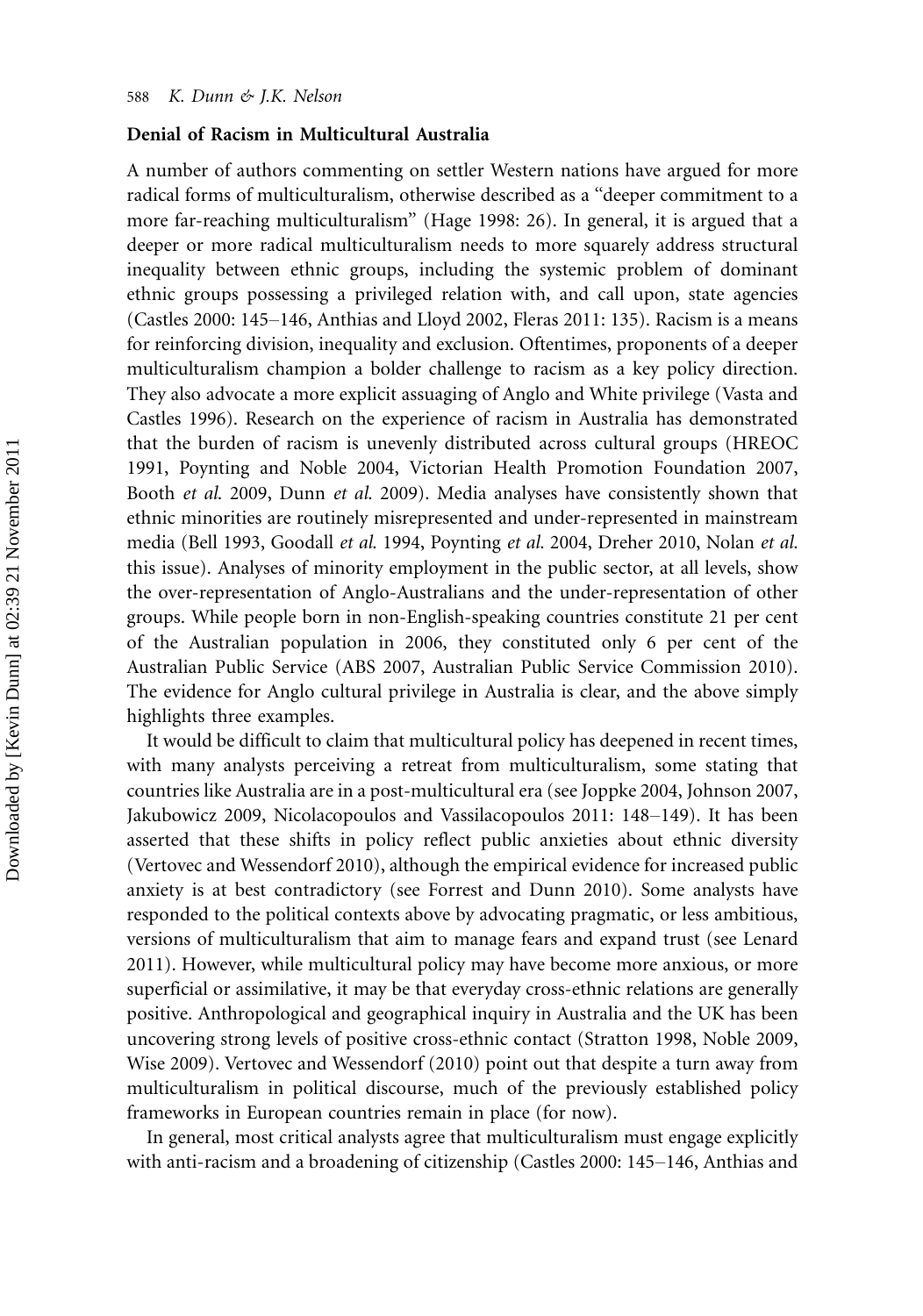## Denial of Racism in Multicultural Australia

A number of authors commenting on settler Western nations have argued for more radical forms of multiculturalism, otherwise described as a "deeper commitment to a more far-reaching multiculturalism" (Hage 1998: 26). In general, it is argued that a deeper or more radical multiculturalism needs to more squarely address structural inequality between ethnic groups, including the systemic problem of dominant ethnic groups possessing a privileged relation with, and call upon, state agencies (Castles 2000: 145–146, Anthias and Lloyd 2002, Fleras 2011: 135). Racism is a means for reinforcing division, inequality and exclusion. Oftentimes, proponents of a deeper multiculturalism champion a bolder challenge to racism as a key policy direction. They also advocate a more explicit assuaging of Anglo and White privilege (Vasta and Castles 1996). Research on the experience of racism in Australia has demonstrated that the burden of racism is unevenly distributed across cultural groups (HREOC 1991, Poynting and Noble 2004, Victorian Health Promotion Foundation 2007, Booth *et al.* 2009, Dunn *et al.* 2009). Media analyses have consistently shown that ethnic minorities are routinely misrepresented and under-represented in mainstream media (Bell 1993, Goodall *et al.* 1994, Poynting *et al.* 2004, Dreher 2010, Nolan *et al.* this issue). Analyses of minority employment in the public sector, at all levels, show the over-representation of Anglo-Australians and the under-representation of other groups. While people born in non-English-speaking countries constitute 21 per cent of the Australian population in 2006, they constituted only 6 per cent of the Australian Public Service (ABS 2007, Australian Public Service Commission 2010). The evidence for Anglo cultural privilege in Australia is clear, and the above simply highlights three examples.

It would be difficult to claim that multicultural policy has deepened in recent times, with many analysts perceiving a retreat from multiculturalism, some stating that countries like Australia are in a post-multicultural era (see Joppke 2004, Johnson 2007, Jakubowicz 2009, Nicolacopoulos and Vassilacopoulos 2011: 148–149). It has been asserted that these shifts in policy reflect public anxieties about ethnic diversity (Vertovec and Wessendorf 2010), although the empirical evidence for increased public anxiety is at best contradictory (see Forrest and Dunn 2010). Some analysts have responded to the political contexts above by advocating pragmatic, or less ambitious, versions of multiculturalism that aim to manage fears and expand trust (see Lenard 2011). However, while multicultural policy may have become more anxious, or more superficial or assimilative, it may be that everyday cross-ethnic relations are generally positive. Anthropological and geographical inquiry in Australia and the UK has been uncovering strong levels of positive cross-ethnic contact (Stratton 1998, Noble 2009, Wise 2009). Vertovec and Wessendorf (2010) point out that despite a turn away from multiculturalism in political discourse, much of the previously established policy frameworks in European countries remain in place (for now).

In general, most critical analysts agree that multiculturalism must engage explicitly with anti-racism and a broadening of citizenship (Castles 2000: 145–146, Anthias and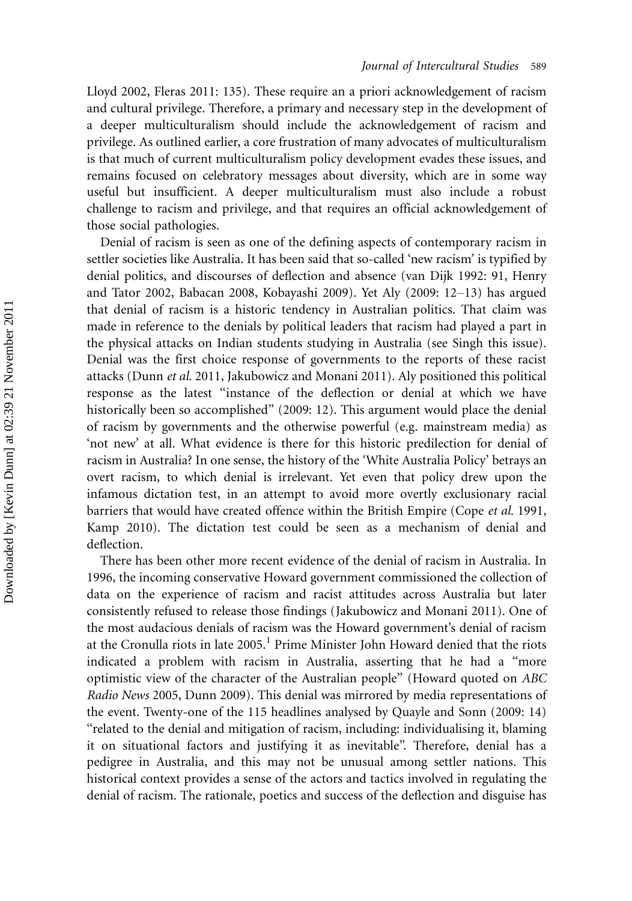Lloyd 2002, Fleras 2011: 135). These require an a priori acknowledgement of racism and cultural privilege. Therefore, a primary and necessary step in the development of a deeper multiculturalism should include the acknowledgement of racism and privilege. As outlined earlier, a core frustration of many advocates of multiculturalism is that much of current multiculturalism policy development evades these issues, and remains focused on celebratory messages about diversity, which are in some way useful but insufficient. A deeper multiculturalism must also include a robust challenge to racism and privilege, and that requires an official acknowledgement of those social pathologies.

Denial of racism is seen as one of the defining aspects of contemporary racism in settler societies like Australia. It has been said that so-called 'new racism' is typified by denial politics, and discourses of deflection and absence (van Dijk 1992: 91, Henry and Tator 2002, Babacan 2008, Kobayashi 2009). Yet Aly (2009: 12–13) has argued that denial of racism is a historic tendency in Australian politics. That claim was made in reference to the denials by political leaders that racism had played a part in the physical attacks on Indian students studying in Australia (see Singh this issue). Denial was the first choice response of governments to the reports of these racist attacks (Dunn *et al.* 2011, Jakubowicz and Monani 2011). Aly positioned this political response as the latest "instance of the deflection or denial at which we have historically been so accomplished" (2009: 12). This argument would place the denial of racism by governments and the otherwise powerful (e.g. mainstream media) as 'not new' at all. What evidence is there for this historic predilection for denial of racism in Australia? In one sense, the history of the 'White Australia Policy' betrays an overt racism, to which denial is irrelevant. Yet even that policy drew upon the infamous dictation test, in an attempt to avoid more overtly exclusionary racial barriers that would have created offence within the British Empire (Cope *et al.* 1991, Kamp 2010). The dictation test could be seen as a mechanism of denial and deflection.

There has been other more recent evidence of the denial of racism in Australia. In 1996, the incoming conservative Howard government commissioned the collection of data on the experience of racism and racist attitudes across Australia but later consistently refused to release those findings (Jakubowicz and Monani 2011). One of the most audacious denials of racism was the Howard government's denial of racism at the Cronulla riots in late 2005.[1] Prime Minister John Howard denied that the riots indicated a problem with racism in Australia, asserting that he had a "more optimistic view of the character of the Australian people" (Howard quoted on *ABC Radio News* 2005, Dunn 2009). This denial was mirrored by media representations of the event. Twenty-one of the 115 headlines analysed by Quayle and Sonn (2009: 14) "related to the denial and mitigation of racism, including: individualising it, blaming it on situational factors and justifying it as inevitable". Therefore, denial has a pedigree in Australia, and this may not be unusual among settler nations. This historical context provides a sense of the actors and tactics involved in regulating the denial of racism. The rationale, poetics and success of the deflection and disguise has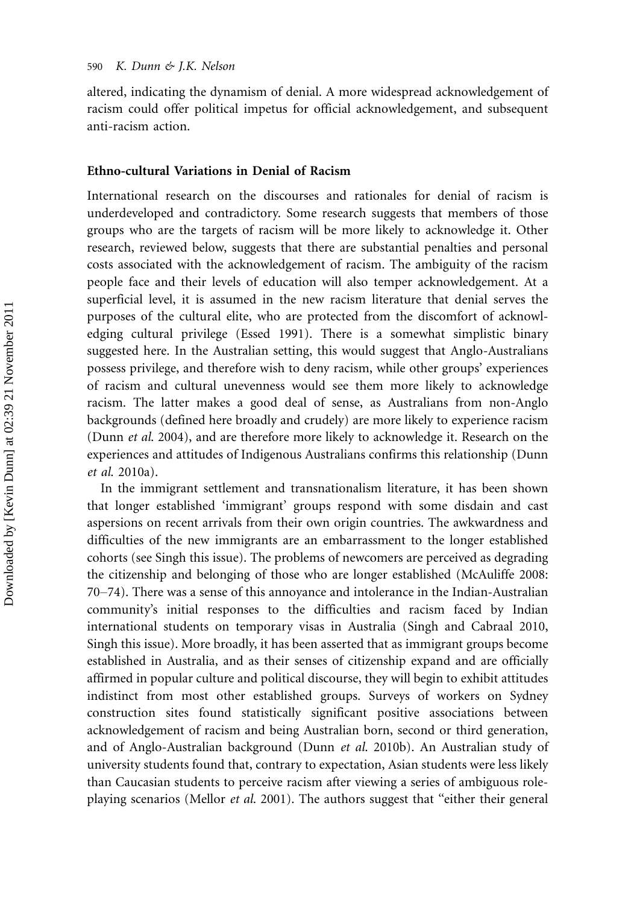altered, indicating the dynamism of denial. A more widespread acknowledgement of racism could offer political impetus for official acknowledgement, and subsequent anti-racism action.

## Ethno-cultural Variations in Denial of Racism

International research on the discourses and rationales for denial of racism is underdeveloped and contradictory. Some research suggests that members of those groups who are the targets of racism will be more likely to acknowledge it. Other research, reviewed below, suggests that there are substantial penalties and personal costs associated with the acknowledgement of racism. The ambiguity of the racism people face and their levels of education will also temper acknowledgement. At a superficial level, it is assumed in the new racism literature that denial serves the purposes of the cultural elite, who are protected from the discomfort of acknowledging cultural privilege (Essed 1991). There is a somewhat simplistic binary suggested here. In the Australian setting, this would suggest that Anglo-Australians possess privilege, and therefore wish to deny racism, while other groups' experiences of racism and cultural unevenness would see them more likely to acknowledge racism. The latter makes a good deal of sense, as Australians from non-Anglo backgrounds (defined here broadly and crudely) are more likely to experience racism (Dunn *et al.* 2004), and are therefore more likely to acknowledge it. Research on the experiences and attitudes of Indigenous Australians confirms this relationship (Dunn *et al.* 2010a).

In the immigrant settlement and transnationalism literature, it has been shown that longer established 'immigrant' groups respond with some disdain and cast aspersions on recent arrivals from their own origin countries. The awkwardness and difficulties of the new immigrants are an embarrassment to the longer established cohorts (see Singh this issue). The problems of newcomers are perceived as degrading the citizenship and belonging of those who are longer established (McAuliffe 2008: 70–74). There was a sense of this annoyance and intolerance in the Indian-Australian community's initial responses to the difficulties and racism faced by Indian international students on temporary visas in Australia (Singh and Cabraal 2010, Singh this issue). More broadly, it has been asserted that as immigrant groups become established in Australia, and as their senses of citizenship expand and are officially affirmed in popular culture and political discourse, they will begin to exhibit attitudes indistinct from most other established groups. Surveys of workers on Sydney construction sites found statistically significant positive associations between acknowledgement of racism and being Australian born, second or third generation, and of Anglo-Australian background (Dunn *et al.* 2010b). An Australian study of university students found that, contrary to expectation, Asian students were less likely than Caucasian students to perceive racism after viewing a series of ambiguous role-playing scenarios (Mellor *et al.* 2001). The authors suggest that "either their general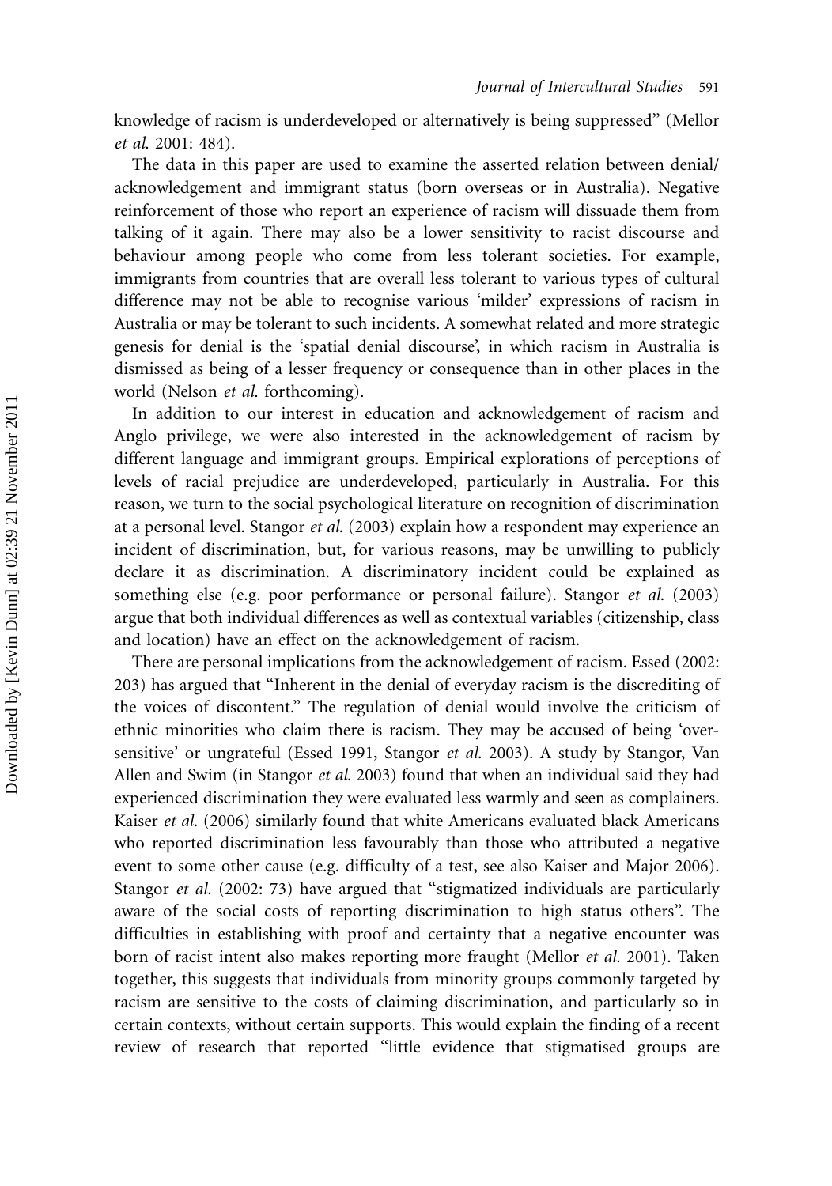knowledge of racism is underdeveloped or alternatively is being suppressed" (Mellor *et al.* 2001: 484).

The data in this paper are used to examine the asserted relation between denial/acknowledgement and immigrant status (born overseas or in Australia). Negative reinforcement of those who report an experience of racism will dissuade them from talking of it again. There may also be a lower sensitivity to racist discourse and behaviour among people who come from less tolerant societies. For example, immigrants from countries that are overall less tolerant to various types of cultural difference may not be able to recognise various 'milder' expressions of racism in Australia or may be tolerant to such incidents. A somewhat related and more strategic genesis for denial is the 'spatial denial discourse', in which racism in Australia is dismissed as being of a lesser frequency or consequence than in other places in the world (Nelson *et al.* forthcoming).

In addition to our interest in education and acknowledgement of racism and Anglo privilege, we were also interested in the acknowledgement of racism by different language and immigrant groups. Empirical explorations of perceptions of levels of racial prejudice are underdeveloped, particularly in Australia. For this reason, we turn to the social psychological literature on recognition of discrimination at a personal level. Stangor *et al.* (2003) explain how a respondent may experience an incident of discrimination, but, for various reasons, may be unwilling to publicly declare it as discrimination. A discriminatory incident could be explained as something else (e.g. poor performance or personal failure). Stangor *et al.* (2003) argue that both individual differences as well as contextual variables (citizenship, class and location) have an effect on the acknowledgement of racism.

There are personal implications from the acknowledgement of racism. Essed (2002: 203) has argued that "Inherent in the denial of everyday racism is the discrediting of the voices of discontent." The regulation of denial would involve the criticism of ethnic minorities who claim there is racism. They may be accused of being 'over-sensitive' or ungrateful (Essed 1991, Stangor *et al.* 2003). A study by Stangor, Van Allen and Swim (in Stangor *et al.* 2003) found that when an individual said they had experienced discrimination they were evaluated less warmly and seen as complainers. Kaiser *et al.* (2006) similarly found that white Americans evaluated black Americans who reported discrimination less favourably than those who attributed a negative event to some other cause (e.g. difficulty of a test, see also Kaiser and Major 2006). Stangor *et al.* (2002: 73) have argued that "stigmatized individuals are particularly aware of the social costs of reporting discrimination to high status others". The difficulties in establishing with proof and certainty that a negative encounter was born of racist intent also makes reporting more fraught (Mellor *et al.* 2001). Taken together, this suggests that individuals from minority groups commonly targeted by racism are sensitive to the costs of claiming discrimination, and particularly so in certain contexts, without certain supports. This would explain the finding of a recent review of research that reported "little evidence that stigmatised groups are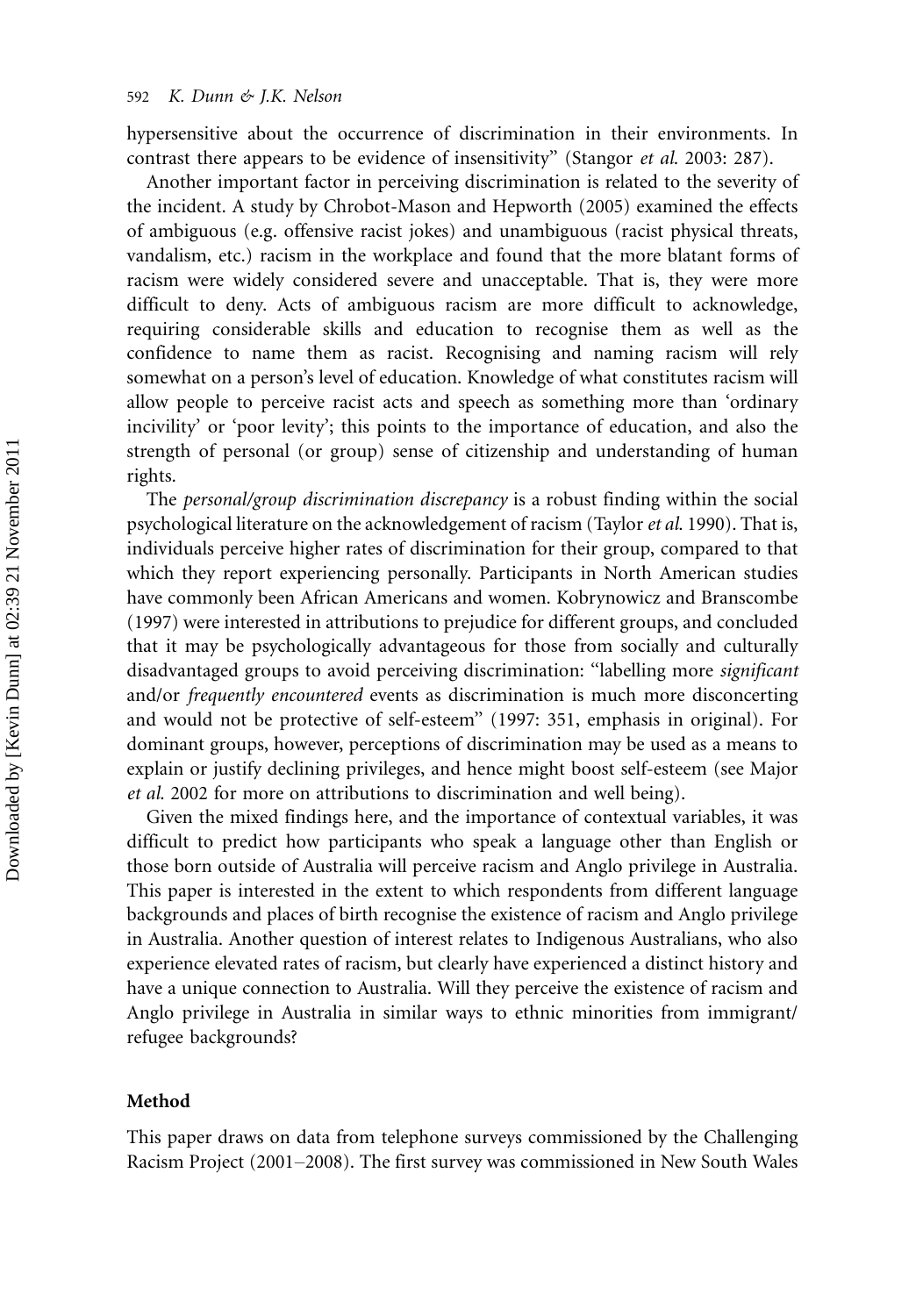hypersensitive about the occurrence of discrimination in their environments. In contrast there appears to be evidence of insensitivity" (Stangor *et al.* 2003: 287).

Another important factor in perceiving discrimination is related to the severity of the incident. A study by Chrobot-Mason and Hepworth (2005) examined the effects of ambiguous (e.g. offensive racist jokes) and unambiguous (racist physical threats, vandalism, etc.) racism in the workplace and found that the more blatant forms of racism were widely considered severe and unacceptable. That is, they were more difficult to deny. Acts of ambiguous racism are more difficult to acknowledge, requiring considerable skills and education to recognise them as well as the confidence to name them as racist. Recognising and naming racism will rely somewhat on a person's level of education. Knowledge of what constitutes racism will allow people to perceive racist acts and speech as something more than 'ordinary incivility' or 'poor levity'; this points to the importance of education, and also the strength of personal (or group) sense of citizenship and understanding of human rights.

The *personal/group discrimination discrepancy* is a robust finding within the social psychological literature on the acknowledgement of racism (Taylor *et al.* 1990). That is, individuals perceive higher rates of discrimination for their group, compared to that which they report experiencing personally. Participants in North American studies have commonly been African Americans and women. Kobrynowicz and Branscombe (1997) were interested in attributions to prejudice for different groups, and concluded that it may be psychologically advantageous for those from socially and culturally disadvantaged groups to avoid perceiving discrimination: "labelling more *significant* and/or *frequently encountered* events as discrimination is much more disconcerting and would not be protective of self-esteem" (1997: 351, emphasis in original). For dominant groups, however, perceptions of discrimination may be used as a means to explain or justify declining privileges, and hence might boost self-esteem (see Major *et al.* 2002 for more on attributions to discrimination and well being).

Given the mixed findings here, and the importance of contextual variables, it was difficult to predict how participants who speak a language other than English or those born outside of Australia will perceive racism and Anglo privilege in Australia. This paper is interested in the extent to which respondents from different language backgrounds and places of birth recognise the existence of racism and Anglo privilege in Australia. Another question of interest relates to Indigenous Australians, who also experience elevated rates of racism, but clearly have experienced a distinct history and have a unique connection to Australia. Will they perceive the existence of racism and Anglo privilege in Australia in similar ways to ethnic minorities from immigrant/refugee backgrounds?

## Method

This paper draws on data from telephone surveys commissioned by the Challenging Racism Project (2001–2008). The first survey was commissioned in New South Wales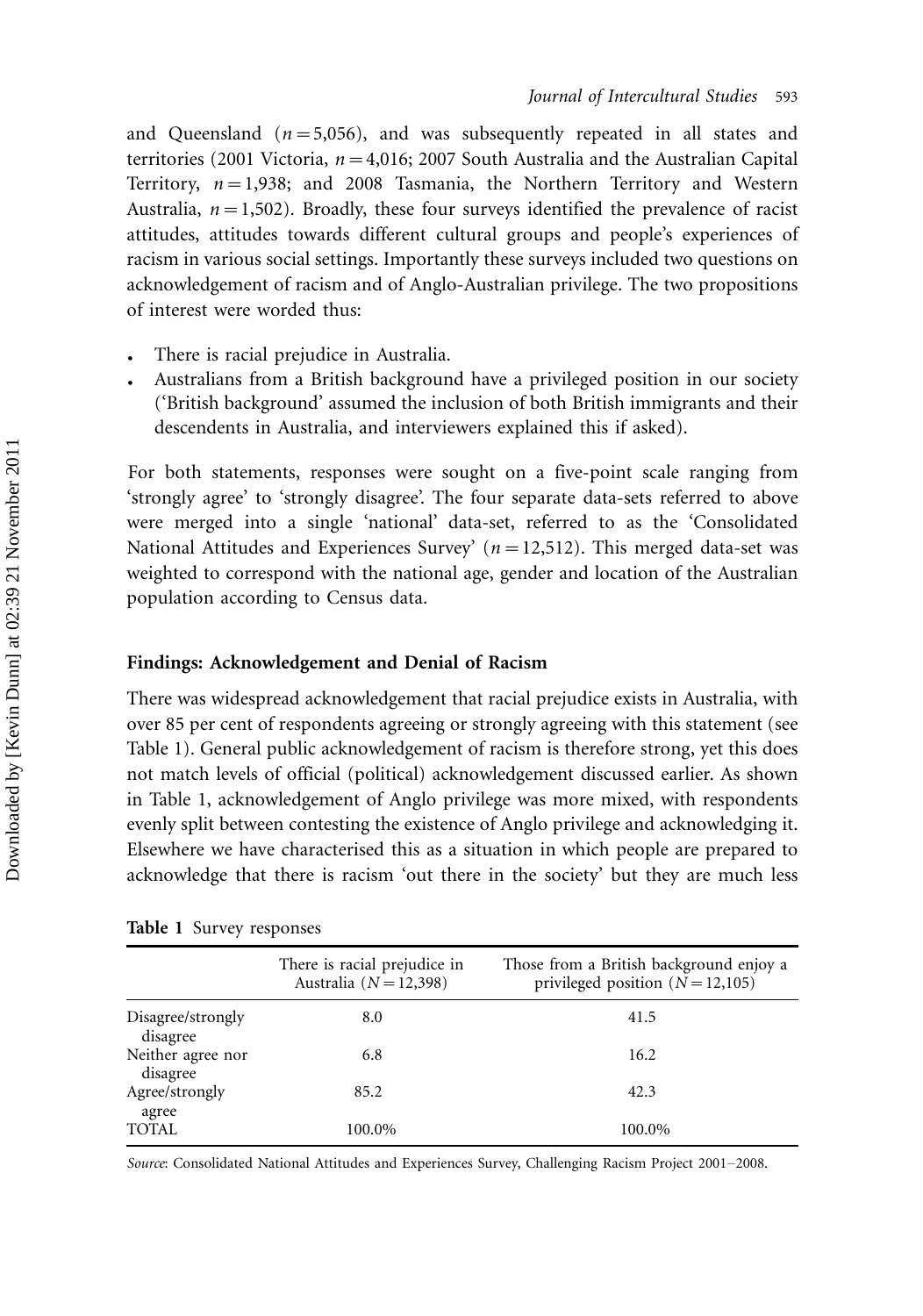and Queensland ($n = 5{,}056$), and was subsequently repeated in all states and territories (2001 Victoria, $n = 4{,}016$; 2007 South Australia and the Australian Capital Territory, $n = 1{,}938$; and 2008 Tasmania, the Northern Territory and Western Australia, $n = 1{,}502$). Broadly, these four surveys identified the prevalence of racist attitudes, attitudes towards different cultural groups and people's experiences of racism in various social settings. Importantly these surveys included two questions on acknowledgement of racism and of Anglo-Australian privilege. The two propositions of interest were worded thus:

- There is racial prejudice in Australia.
- Australians from a British background have a privileged position in our society ('British background' assumed the inclusion of both British immigrants and their descendents in Australia, and interviewers explained this if asked).

For both statements, responses were sought on a five-point scale ranging from 'strongly agree' to 'strongly disagree'. The four separate data-sets referred to above were merged into a single 'national' data-set, referred to as the 'Consolidated National Attitudes and Experiences Survey' ($n = 12{,}512$). This merged data-set was weighted to correspond with the national age, gender and location of the Australian population according to Census data.

## Findings: Acknowledgement and Denial of Racism

There was widespread acknowledgement that racial prejudice exists in Australia, with over 85 per cent of respondents agreeing or strongly agreeing with this statement (see Table 1). General public acknowledgement of racism is therefore strong, yet this does not match levels of official (political) acknowledgement discussed earlier. As shown in Table 1, acknowledgement of Anglo privilege was more mixed, with respondents evenly split between contesting the existence of Anglo privilege and acknowledging it. Elsewhere we have characterised this as a situation in which people are prepared to acknowledge that there is racism 'out there in the society' but they are much less

**Table 1** Survey responses

| | There is racial prejudice in Australia ($N = 12{,}398$) | Those from a British background enjoy a privileged position ($N = 12{,}105$) |
|---|---|---|
| Disagree/strongly disagree | 8.0 | 41.5 |
| Neither agree nor disagree | 6.8 | 16.2 |
| Agree/strongly agree | 85.2 | 42.3 |
| TOTAL | 100.0% | 100.0% |

*Source*: Consolidated National Attitudes and Experiences Survey, Challenging Racism Project 2001–2008.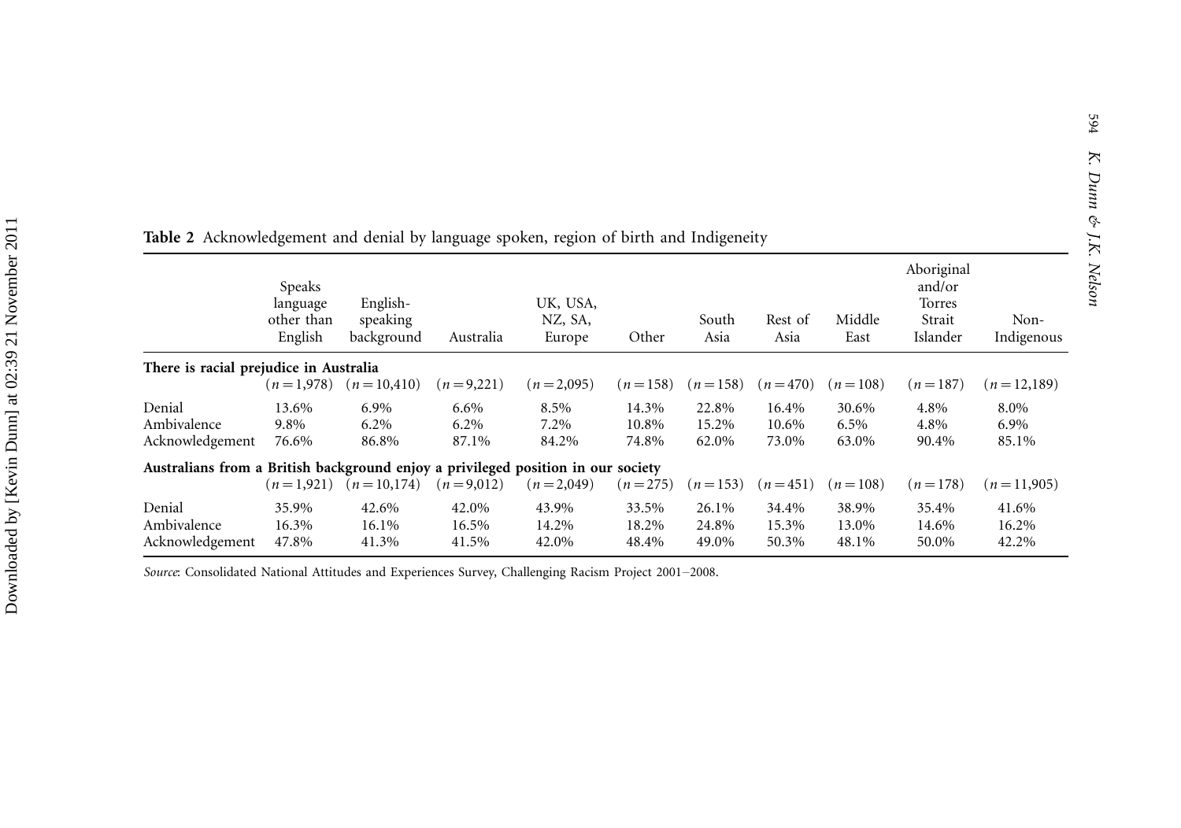**Table 2** Acknowledgement and denial by language spoken, region of birth and Indigeneity

| | Speaks language other than English | English-speaking background | Australia | UK, USA, NZ, SA, Europe | Other | South Asia | Rest of Asia | Middle East | Aboriginal and/or Torres Strait Islander | Non-Indigenous |
|---|---|---|---|---|---|---|---|---|---|---|
| **There is racial prejudice in Australia** | | | | | | | | | | |
| | $(n = 1,978)$ | $(n = 10,410)$ | $(n = 9,221)$ | $(n = 2,095)$ | $(n = 158)$ | $(n = 158)$ | $(n = 470)$ | $(n = 108)$ | $(n = 187)$ | $(n = 12,189)$ |
| Denial | 13.6% | 6.9% | 6.6% | 8.5% | 14.3% | 22.8% | 16.4% | 30.6% | 4.8% | 8.0% |
| Ambivalence | 9.8% | 6.2% | 6.2% | 7.2% | 10.8% | 15.2% | 10.6% | 6.5% | 4.8% | 6.9% |
| Acknowledgement | 76.6% | 86.8% | 87.1% | 84.2% | 74.8% | 62.0% | 73.0% | 63.0% | 90.4% | 85.1% |
| **Australians from a British background enjoy a privileged position in our society** | | | | | | | | | | |
| | $(n = 1,921)$ | $(n = 10,174)$ | $(n = 9,012)$ | $(n = 2,049)$ | $(n = 275)$ | $(n = 153)$ | $(n = 451)$ | $(n = 108)$ | $(n = 178)$ | $(n = 11,905)$ |
| Denial | 35.9% | 42.6% | 42.0% | 43.9% | 33.5% | 26.1% | 34.4% | 38.9% | 35.4% | 41.6% |
| Ambivalence | 16.3% | 16.1% | 16.5% | 14.2% | 18.2% | 24.8% | 15.3% | 13.0% | 14.6% | 16.2% |
| Acknowledgement | 47.8% | 41.3% | 41.5% | 42.0% | 48.4% | 49.0% | 50.3% | 48.1% | 50.0% | 42.2% |

*Source*: Consolidated National Attitudes and Experiences Survey, Challenging Racism Project 2001–2008.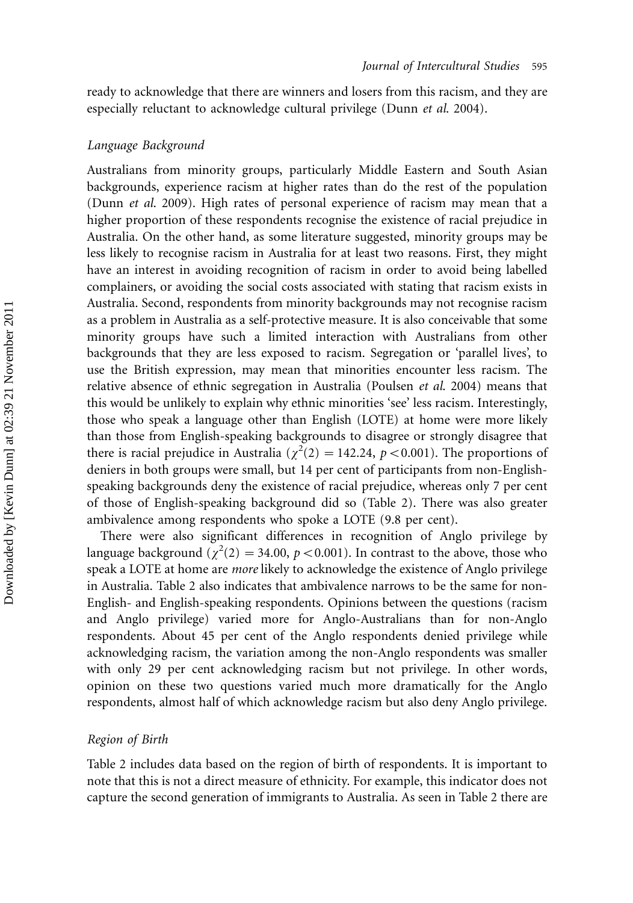ready to acknowledge that there are winners and losers from this racism, and they are especially reluctant to acknowledge cultural privilege (Dunn *et al.* 2004).

### *Language Background*

Australians from minority groups, particularly Middle Eastern and South Asian backgrounds, experience racism at higher rates than do the rest of the population (Dunn *et al.* 2009). High rates of personal experience of racism may mean that a higher proportion of these respondents recognise the existence of racial prejudice in Australia. On the other hand, as some literature suggested, minority groups may be less likely to recognise racism in Australia for at least two reasons. First, they might have an interest in avoiding recognition of racism in order to avoid being labelled complainers, or avoiding the social costs associated with stating that racism exists in Australia. Second, respondents from minority backgrounds may not recognise racism as a problem in Australia as a self-protective measure. It is also conceivable that some minority groups have such a limited interaction with Australians from other backgrounds that they are less exposed to racism. Segregation or 'parallel lives', to use the British expression, may mean that minorities encounter less racism. The relative absence of ethnic segregation in Australia (Poulsen *et al.* 2004) means that this would be unlikely to explain why ethnic minorities 'see' less racism. Interestingly, those who speak a language other than English (LOTE) at home were more likely than those from English-speaking backgrounds to disagree or strongly disagree that there is racial prejudice in Australia ($\chi^2(2) = 142.24$, $p < 0.001$). The proportions of deniers in both groups were small, but 14 per cent of participants from non-English-speaking backgrounds deny the existence of racial prejudice, whereas only 7 per cent of those of English-speaking background did so (Table 2). There was also greater ambivalence among respondents who spoke a LOTE (9.8 per cent).

There were also significant differences in recognition of Anglo privilege by language background ($\chi^2(2) = 34.00$, $p < 0.001$). In contrast to the above, those who speak a LOTE at home are *more* likely to acknowledge the existence of Anglo privilege in Australia. Table 2 also indicates that ambivalence narrows to be the same for non-English- and English-speaking respondents. Opinions between the questions (racism and Anglo privilege) varied more for Anglo-Australians than for non-Anglo respondents. About 45 per cent of the Anglo respondents denied privilege while acknowledging racism, the variation among the non-Anglo respondents was smaller with only 29 per cent acknowledging racism but not privilege. In other words, opinion on these two questions varied much more dramatically for the Anglo respondents, almost half of which acknowledge racism but also deny Anglo privilege.

### *Region of Birth*

Table 2 includes data based on the region of birth of respondents. It is important to note that this is not a direct measure of ethnicity. For example, this indicator does not capture the second generation of immigrants to Australia. As seen in Table 2 there are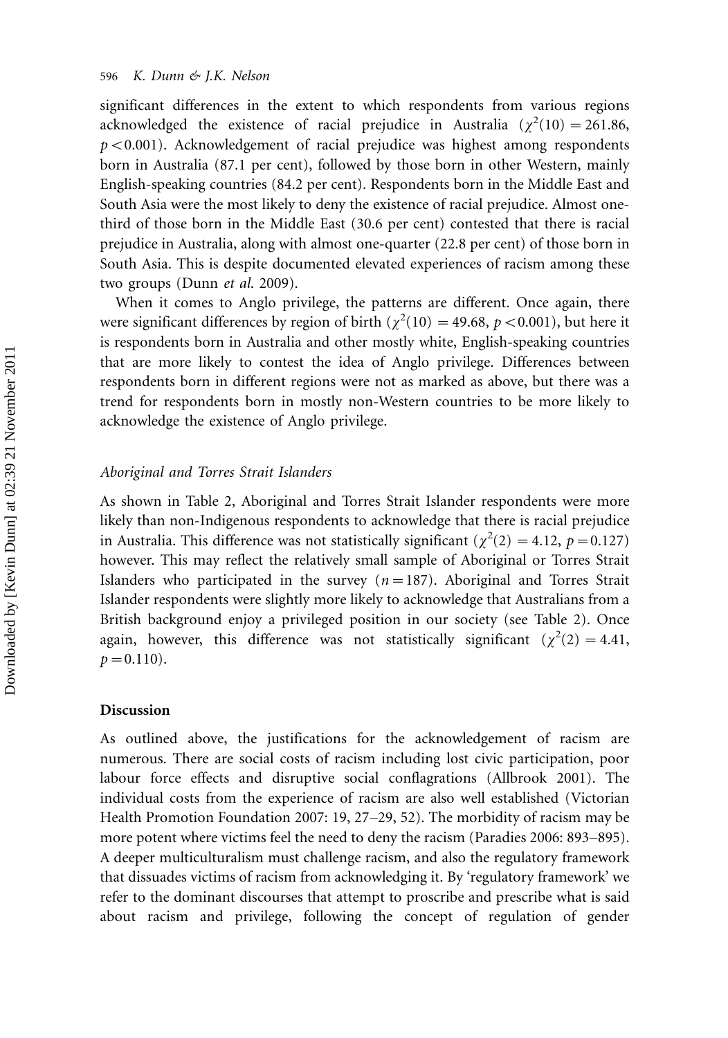significant differences in the extent to which respondents from various regions acknowledged the existence of racial prejudice in Australia ($\chi^2(10) = 261.86$, $p < 0.001$). Acknowledgement of racial prejudice was highest among respondents born in Australia (87.1 per cent), followed by those born in other Western, mainly English-speaking countries (84.2 per cent). Respondents born in the Middle East and South Asia were the most likely to deny the existence of racial prejudice. Almost one-third of those born in the Middle East (30.6 per cent) contested that there is racial prejudice in Australia, along with almost one-quarter (22.8 per cent) of those born in South Asia. This is despite documented elevated experiences of racism among these two groups (Dunn *et al.* 2009).

When it comes to Anglo privilege, the patterns are different. Once again, there were significant differences by region of birth ($\chi^2(10) = 49.68$, $p < 0.001$), but here it is respondents born in Australia and other mostly white, English-speaking countries that are more likely to contest the idea of Anglo privilege. Differences between respondents born in different regions were not as marked as above, but there was a trend for respondents born in mostly non-Western countries to be more likely to acknowledge the existence of Anglo privilege.

### *Aboriginal and Torres Strait Islanders*

As shown in Table 2, Aboriginal and Torres Strait Islander respondents were more likely than non-Indigenous respondents to acknowledge that there is racial prejudice in Australia. This difference was not statistically significant ($\chi^2(2) = 4.12$, $p = 0.127$) however. This may reflect the relatively small sample of Aboriginal or Torres Strait Islanders who participated in the survey ($n = 187$). Aboriginal and Torres Strait Islander respondents were slightly more likely to acknowledge that Australians from a British background enjoy a privileged position in our society (see Table 2). Once again, however, this difference was not statistically significant ($\chi^2(2) = 4.41$, $p = 0.110$).

## Discussion

As outlined above, the justifications for the acknowledgement of racism are numerous. There are social costs of racism including lost civic participation, poor labour force effects and disruptive social conflagrations (Allbrook 2001). The individual costs from the experience of racism are also well established (Victorian Health Promotion Foundation 2007: 19, 27–29, 52). The morbidity of racism may be more potent where victims feel the need to deny the racism (Paradies 2006: 893–895). A deeper multiculturalism must challenge racism, and also the regulatory framework that dissuades victims of racism from acknowledging it. By 'regulatory framework' we refer to the dominant discourses that attempt to proscribe and prescribe what is said about racism and privilege, following the concept of regulation of gender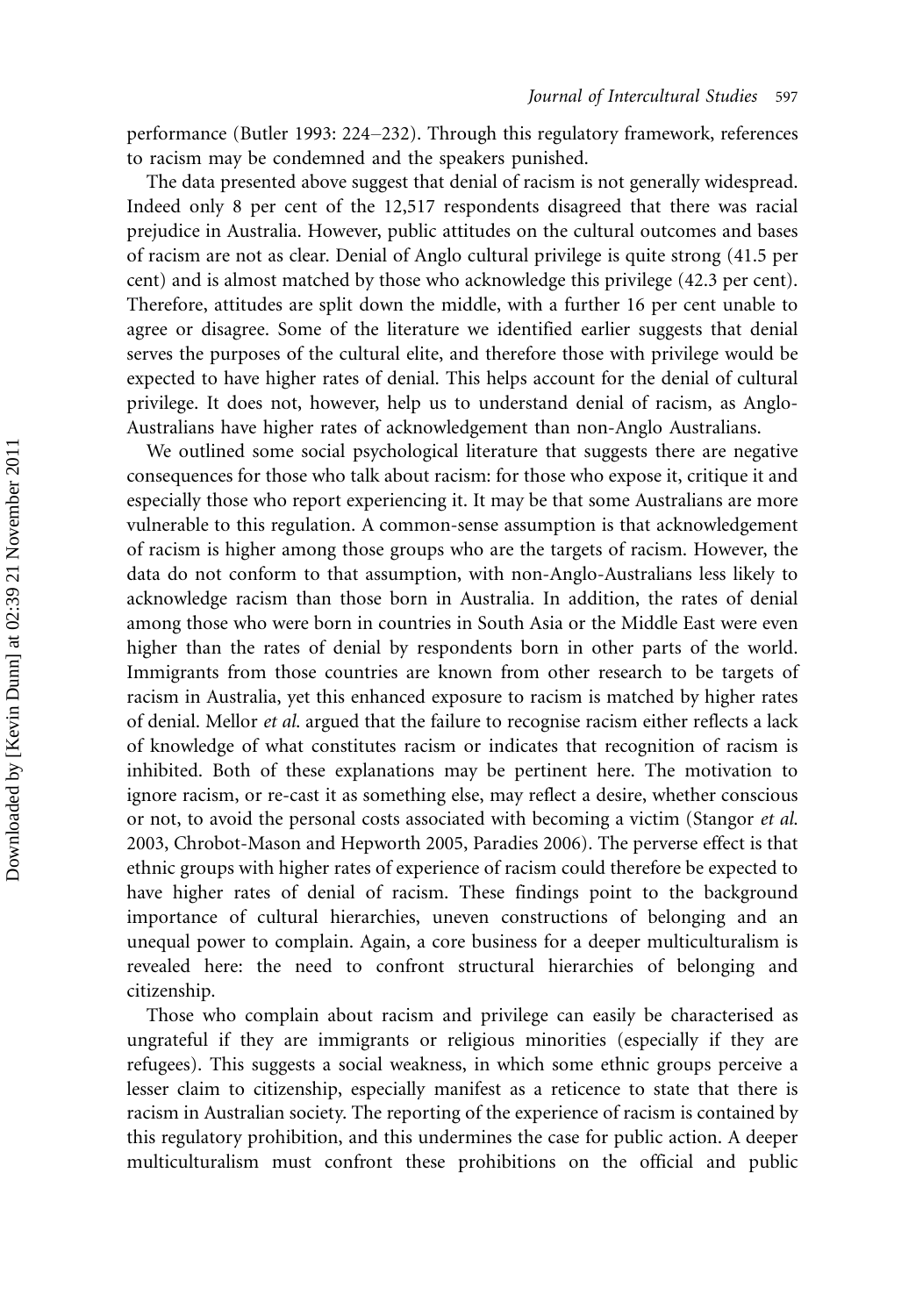performance (Butler 1993: 224–232). Through this regulatory framework, references to racism may be condemned and the speakers punished.

The data presented above suggest that denial of racism is not generally widespread. Indeed only 8 per cent of the 12,517 respondents disagreed that there was racial prejudice in Australia. However, public attitudes on the cultural outcomes and bases of racism are not as clear. Denial of Anglo cultural privilege is quite strong (41.5 per cent) and is almost matched by those who acknowledge this privilege (42.3 per cent). Therefore, attitudes are split down the middle, with a further 16 per cent unable to agree or disagree. Some of the literature we identified earlier suggests that denial serves the purposes of the cultural elite, and therefore those with privilege would be expected to have higher rates of denial. This helps account for the denial of cultural privilege. It does not, however, help us to understand denial of racism, as Anglo-Australians have higher rates of acknowledgement than non-Anglo Australians.

We outlined some social psychological literature that suggests there are negative consequences for those who talk about racism: for those who expose it, critique it and especially those who report experiencing it. It may be that some Australians are more vulnerable to this regulation. A common-sense assumption is that acknowledgement of racism is higher among those groups who are the targets of racism. However, the data do not conform to that assumption, with non-Anglo-Australians less likely to acknowledge racism than those born in Australia. In addition, the rates of denial among those who were born in countries in South Asia or the Middle East were even higher than the rates of denial by respondents born in other parts of the world. Immigrants from those countries are known from other research to be targets of racism in Australia, yet this enhanced exposure to racism is matched by higher rates of denial. Mellor *et al.* argued that the failure to recognise racism either reflects a lack of knowledge of what constitutes racism or indicates that recognition of racism is inhibited. Both of these explanations may be pertinent here. The motivation to ignore racism, or re-cast it as something else, may reflect a desire, whether conscious or not, to avoid the personal costs associated with becoming a victim (Stangor *et al.* 2003, Chrobot-Mason and Hepworth 2005, Paradies 2006). The perverse effect is that ethnic groups with higher rates of experience of racism could therefore be expected to have higher rates of denial of racism. These findings point to the background importance of cultural hierarchies, uneven constructions of belonging and an unequal power to complain. Again, a core business for a deeper multiculturalism is revealed here: the need to confront structural hierarchies of belonging and citizenship.

Those who complain about racism and privilege can easily be characterised as ungrateful if they are immigrants or religious minorities (especially if they are refugees). This suggests a social weakness, in which some ethnic groups perceive a lesser claim to citizenship, especially manifest as a reticence to state that there is racism in Australian society. The reporting of the experience of racism is contained by this regulatory prohibition, and this undermines the case for public action. A deeper multiculturalism must confront these prohibitions on the official and public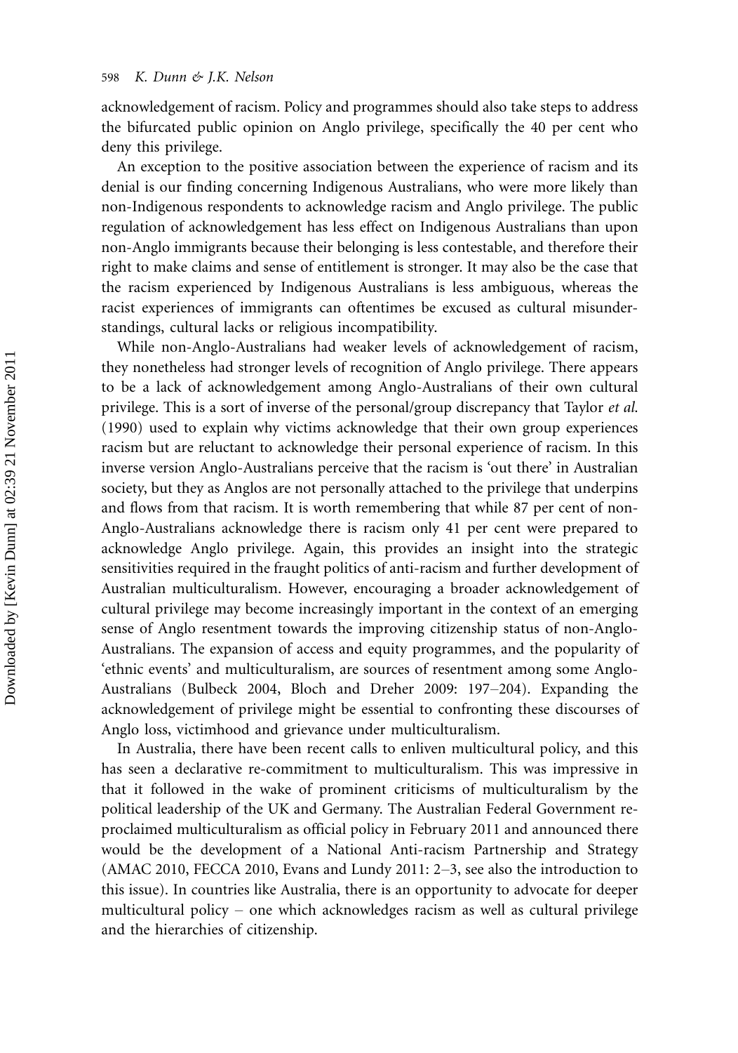acknowledgement of racism. Policy and programmes should also take steps to address the bifurcated public opinion on Anglo privilege, specifically the 40 per cent who deny this privilege.

An exception to the positive association between the experience of racism and its denial is our finding concerning Indigenous Australians, who were more likely than non-Indigenous respondents to acknowledge racism and Anglo privilege. The public regulation of acknowledgement has less effect on Indigenous Australians than upon non-Anglo immigrants because their belonging is less contestable, and therefore their right to make claims and sense of entitlement is stronger. It may also be the case that the racism experienced by Indigenous Australians is less ambiguous, whereas the racist experiences of immigrants can oftentimes be excused as cultural misunderstandings, cultural lacks or religious incompatibility.

While non-Anglo-Australians had weaker levels of acknowledgement of racism, they nonetheless had stronger levels of recognition of Anglo privilege. There appears to be a lack of acknowledgement among Anglo-Australians of their own cultural privilege. This is a sort of inverse of the personal/group discrepancy that Taylor *et al.* (1990) used to explain why victims acknowledge that their own group experiences racism but are reluctant to acknowledge their personal experience of racism. In this inverse version Anglo-Australians perceive that the racism is 'out there' in Australian society, but they as Anglos are not personally attached to the privilege that underpins and flows from that racism. It is worth remembering that while 87 per cent of non-Anglo-Australians acknowledge there is racism only 41 per cent were prepared to acknowledge Anglo privilege. Again, this provides an insight into the strategic sensitivities required in the fraught politics of anti-racism and further development of Australian multiculturalism. However, encouraging a broader acknowledgement of cultural privilege may become increasingly important in the context of an emerging sense of Anglo resentment towards the improving citizenship status of non-Anglo-Australians. The expansion of access and equity programmes, and the popularity of 'ethnic events' and multiculturalism, are sources of resentment among some Anglo-Australians (Bulbeck 2004, Bloch and Dreher 2009: 197–204). Expanding the acknowledgement of privilege might be essential to confronting these discourses of Anglo loss, victimhood and grievance under multiculturalism.

In Australia, there have been recent calls to enliven multicultural policy, and this has seen a declarative re-commitment to multiculturalism. This was impressive in that it followed in the wake of prominent criticisms of multiculturalism by the political leadership of the UK and Germany. The Australian Federal Government re-proclaimed multiculturalism as official policy in February 2011 and announced there would be the development of a National Anti-racism Partnership and Strategy (AMAC 2010, FECCA 2010, Evans and Lundy 2011: 2–3, see also the introduction to this issue). In countries like Australia, there is an opportunity to advocate for deeper multicultural policy – one which acknowledges racism as well as cultural privilege and the hierarchies of citizenship.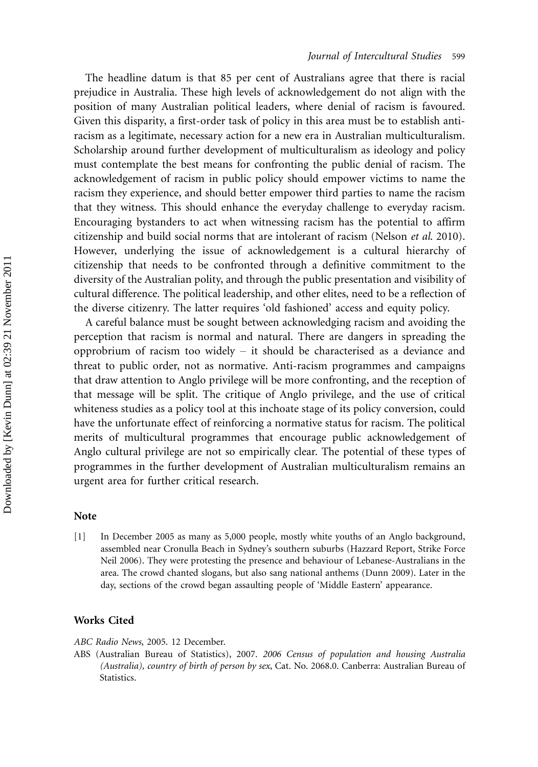The headline datum is that 85 per cent of Australians agree that there is racial prejudice in Australia. These high levels of acknowledgement do not align with the position of many Australian political leaders, where denial of racism is favoured. Given this disparity, a first-order task of policy in this area must be to establish anti-racism as a legitimate, necessary action for a new era in Australian multiculturalism. Scholarship around further development of multiculturalism as ideology and policy must contemplate the best means for confronting the public denial of racism. The acknowledgement of racism in public policy should empower victims to name the racism they experience, and should better empower third parties to name the racism that they witness. This should enhance the everyday challenge to everyday racism. Encouraging bystanders to act when witnessing racism has the potential to affirm citizenship and build social norms that are intolerant of racism (Nelson *et al.* 2010). However, underlying the issue of acknowledgement is a cultural hierarchy of citizenship that needs to be confronted through a definitive commitment to the diversity of the Australian polity, and through the public presentation and visibility of cultural difference. The political leadership, and other elites, need to be a reflection of the diverse citizenry. The latter requires 'old fashioned' access and equity policy.

A careful balance must be sought between acknowledging racism and avoiding the perception that racism is normal and natural. There are dangers in spreading the opprobrium of racism too widely – it should be characterised as a deviance and threat to public order, not as normative. Anti-racism programmes and campaigns that draw attention to Anglo privilege will be more confronting, and the reception of that message will be split. The critique of Anglo privilege, and the use of critical whiteness studies as a policy tool at this inchoate stage of its policy conversion, could have the unfortunate effect of reinforcing a normative status for racism. The political merits of multicultural programmes that encourage public acknowledgement of Anglo cultural privilege are not so empirically clear. The potential of these types of programmes in the further development of Australian multiculturalism remains an urgent area for further critical research.

## Note

[1] In December 2005 as many as 5,000 people, mostly white youths of an Anglo background, assembled near Cronulla Beach in Sydney's southern suburbs (Hazzard Report, Strike Force Neil 2006). They were protesting the presence and behaviour of Lebanese-Australians in the area. The crowd chanted slogans, but also sang national anthems (Dunn 2009). Later in the day, sections of the crowd began assaulting people of 'Middle Eastern' appearance.

## Works Cited

*ABC Radio News*, 2005. 12 December.

ABS (Australian Bureau of Statistics), 2007. *2006 Census of population and housing Australia (Australia), country of birth of person by sex*, Cat. No. 2068.0. Canberra: Australian Bureau of Statistics.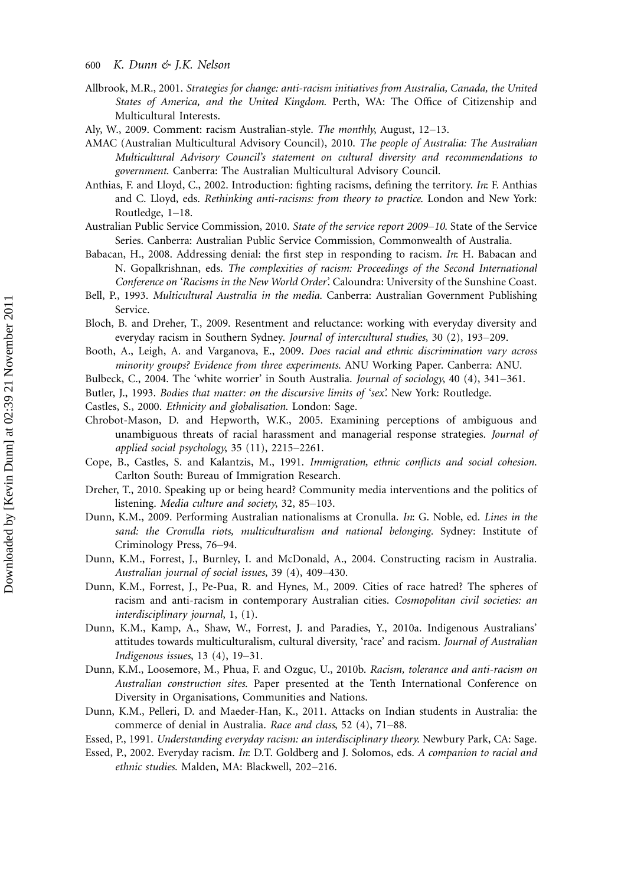Allbrook, M.R., 2001. *Strategies for change: anti-racism initiatives from Australia, Canada, the United States of America, and the United Kingdom*. Perth, WA: The Office of Citizenship and Multicultural Interests.

Aly, W., 2009. Comment: racism Australian-style. *The monthly*, August, 12–13.

AMAC (Australian Multicultural Advisory Council), 2010. *The people of Australia: The Australian Multicultural Advisory Council's statement on cultural diversity and recommendations to government*. Canberra: The Australian Multicultural Advisory Council.

Anthias, F. and Lloyd, C., 2002. Introduction: fighting racisms, defining the territory. *In*: F. Anthias and C. Lloyd, eds. *Rethinking anti-racisms: from theory to practice*. London and New York: Routledge, 1–18.

Australian Public Service Commission, 2010. *State of the service report 2009–10*. State of the Service Series. Canberra: Australian Public Service Commission, Commonwealth of Australia.

Babacan, H., 2008. Addressing denial: the first step in responding to racism. *In*: H. Babacan and N. Gopalkrishnan, eds. *The complexities of racism: Proceedings of the Second International Conference on 'Racisms in the New World Order'*. Caloundra: University of the Sunshine Coast.

Bell, P., 1993. *Multicultural Australia in the media*. Canberra: Australian Government Publishing Service.

Bloch, B. and Dreher, T., 2009. Resentment and reluctance: working with everyday diversity and everyday racism in Southern Sydney. *Journal of intercultural studies*, 30 (2), 193–209.

Booth, A., Leigh, A. and Varganova, E., 2009. *Does racial and ethnic discrimination vary across minority groups? Evidence from three experiments*. ANU Working Paper. Canberra: ANU.

Bulbeck, C., 2004. The 'white worrier' in South Australia. *Journal of sociology*, 40 (4), 341–361.

Butler, J., 1993. *Bodies that matter: on the discursive limits of 'sex'*. New York: Routledge.

Castles, S., 2000. *Ethnicity and globalisation*. London: Sage.

Chrobot-Mason, D. and Hepworth, W.K., 2005. Examining perceptions of ambiguous and unambiguous threats of racial harassment and managerial response strategies. *Journal of applied social psychology*, 35 (11), 2215–2261.

Cope, B., Castles, S. and Kalantzis, M., 1991. *Immigration, ethnic conflicts and social cohesion*. Carlton South: Bureau of Immigration Research.

Dreher, T., 2010. Speaking up or being heard? Community media interventions and the politics of listening. *Media culture and society*, 32, 85–103.

Dunn, K.M., 2009. Performing Australian nationalisms at Cronulla. *In*: G. Noble, ed. *Lines in the sand: the Cronulla riots, multiculturalism and national belonging*. Sydney: Institute of Criminology Press, 76–94.

Dunn, K.M., Forrest, J., Burnley, I. and McDonald, A., 2004. Constructing racism in Australia. *Australian journal of social issues*, 39 (4), 409–430.

Dunn, K.M., Forrest, J., Pe-Pua, R. and Hynes, M., 2009. Cities of race hatred? The spheres of racism and anti-racism in contemporary Australian cities. *Cosmopolitan civil societies: an interdisciplinary journal*, 1, (1).

Dunn, K.M., Kamp, A., Shaw, W., Forrest, J. and Paradies, Y., 2010a. Indigenous Australians' attitudes towards multiculturalism, cultural diversity, 'race' and racism. *Journal of Australian Indigenous issues*, 13 (4), 19–31.

Dunn, K.M., Loosemore, M., Phua, F. and Ozguc, U., 2010b. *Racism, tolerance and anti-racism on Australian construction sites*. Paper presented at the Tenth International Conference on Diversity in Organisations, Communities and Nations.

Dunn, K.M., Pelleri, D. and Maeder-Han, K., 2011. Attacks on Indian students in Australia: the commerce of denial in Australia. *Race and class*, 52 (4), 71–88.

Essed, P., 1991. *Understanding everyday racism: an interdisciplinary theory*. Newbury Park, CA: Sage.

Essed, P., 2002. Everyday racism. *In*: D.T. Goldberg and J. Solomos, eds. *A companion to racial and ethnic studies*. Malden, MA: Blackwell, 202–216.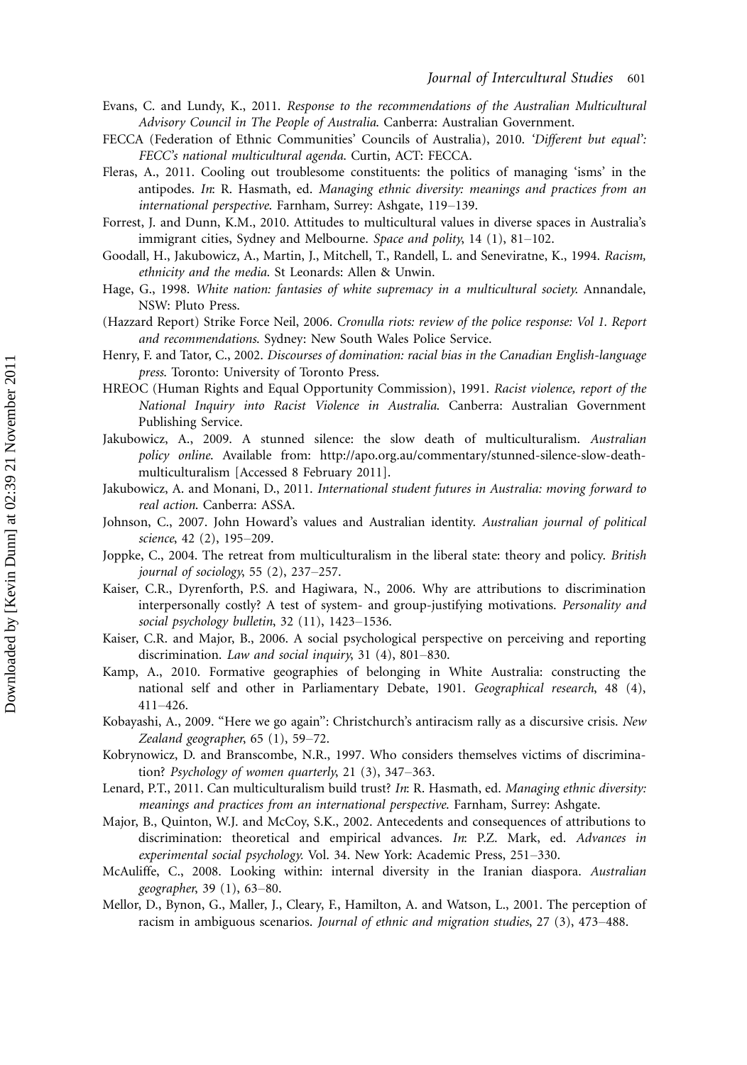Evans, C. and Lundy, K., 2011. *Response to the recommendations of the Australian Multicultural Advisory Council in The People of Australia*. Canberra: Australian Government.

FECCA (Federation of Ethnic Communities' Councils of Australia), 2010. *'Different but equal': FECC's national multicultural agenda*. Curtin, ACT: FECCA.

Fleras, A., 2011. Cooling out troublesome constituents: the politics of managing 'isms' in the antipodes. *In*: R. Hasmath, ed. *Managing ethnic diversity: meanings and practices from an international perspective*. Farnham, Surrey: Ashgate, 119–139.

Forrest, J. and Dunn, K.M., 2010. Attitudes to multicultural values in diverse spaces in Australia's immigrant cities, Sydney and Melbourne. *Space and polity*, 14 (1), 81–102.

Goodall, H., Jakubowicz, A., Martin, J., Mitchell, T., Randell, L. and Seneviratne, K., 1994. *Racism, ethnicity and the media*. St Leonards: Allen & Unwin.

Hage, G., 1998. *White nation: fantasies of white supremacy in a multicultural society*. Annandale, NSW: Pluto Press.

(Hazzard Report) Strike Force Neil, 2006. *Cronulla riots: review of the police response: Vol 1. Report and recommendations*. Sydney: New South Wales Police Service.

Henry, F. and Tator, C., 2002. *Discourses of domination: racial bias in the Canadian English-language press*. Toronto: University of Toronto Press.

HREOC (Human Rights and Equal Opportunity Commission), 1991. *Racist violence, report of the National Inquiry into Racist Violence in Australia*. Canberra: Australian Government Publishing Service.

Jakubowicz, A., 2009. A stunned silence: the slow death of multiculturalism. *Australian policy online*. Available from: http://apo.org.au/commentary/stunned-silence-slow-death-multiculturalism [Accessed 8 February 2011].

Jakubowicz, A. and Monani, D., 2011. *International student futures in Australia: moving forward to real action*. Canberra: ASSA.

Johnson, C., 2007. John Howard's values and Australian identity. *Australian journal of political science*, 42 (2), 195–209.

Joppke, C., 2004. The retreat from multiculturalism in the liberal state: theory and policy. *British journal of sociology*, 55 (2), 237–257.

Kaiser, C.R., Dyrenforth, P.S. and Hagiwara, N., 2006. Why are attributions to discrimination interpersonally costly? A test of system- and group-justifying motivations. *Personality and social psychology bulletin*, 32 (11), 1423–1536.

Kaiser, C.R. and Major, B., 2006. A social psychological perspective on perceiving and reporting discrimination. *Law and social inquiry*, 31 (4), 801–830.

Kamp, A., 2010. Formative geographies of belonging in White Australia: constructing the national self and other in Parliamentary Debate, 1901. *Geographical research*, 48 (4), 411–426.

Kobayashi, A., 2009. "Here we go again": Christchurch's antiracism rally as a discursive crisis. *New Zealand geographer*, 65 (1), 59–72.

Kobrynowicz, D. and Branscombe, N.R., 1997. Who considers themselves victims of discrimination? *Psychology of women quarterly*, 21 (3), 347–363.

Lenard, P.T., 2011. Can multiculturalism build trust? *In*: R. Hasmath, ed. *Managing ethnic diversity: meanings and practices from an international perspective*. Farnham, Surrey: Ashgate.

Major, B., Quinton, W.J. and McCoy, S.K., 2002. Antecedents and consequences of attributions to discrimination: theoretical and empirical advances. *In*: P.Z. Mark, ed. *Advances in experimental social psychology*. Vol. 34. New York: Academic Press, 251–330.

McAuliffe, C., 2008. Looking within: internal diversity in the Iranian diaspora. *Australian geographer*, 39 (1), 63–80.

Mellor, D., Bynon, G., Maller, J., Cleary, F., Hamilton, A. and Watson, L., 2001. The perception of racism in ambiguous scenarios. *Journal of ethnic and migration studies*, 27 (3), 473–488.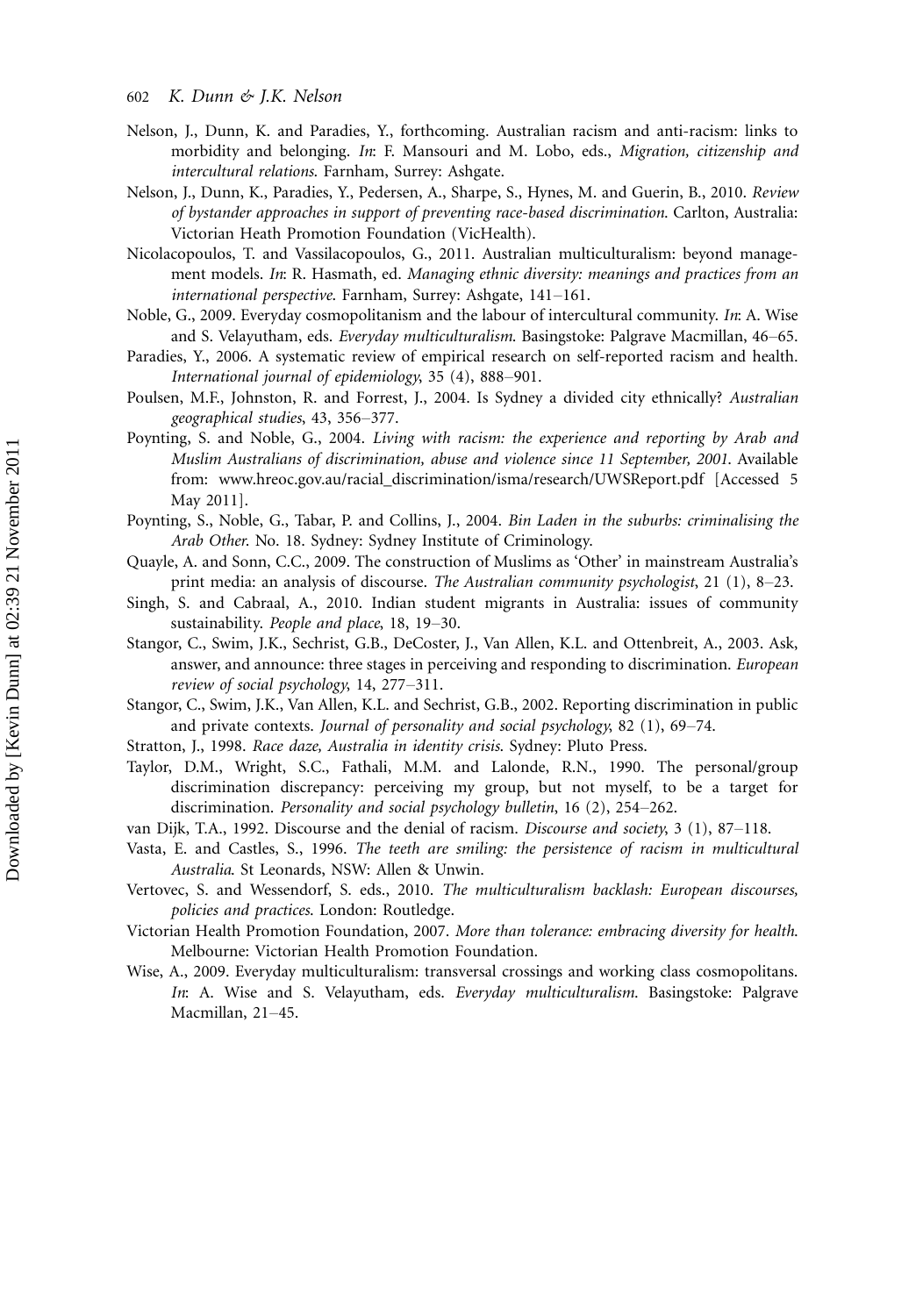Nelson, J., Dunn, K. and Paradies, Y., forthcoming. Australian racism and anti-racism: links to morbidity and belonging. *In*: F. Mansouri and M. Lobo, eds., *Migration, citizenship and intercultural relations*. Farnham, Surrey: Ashgate.

Nelson, J., Dunn, K., Paradies, Y., Pedersen, A., Sharpe, S., Hynes, M. and Guerin, B., 2010. *Review of bystander approaches in support of preventing race-based discrimination*. Carlton, Australia: Victorian Heath Promotion Foundation (VicHealth).

Nicolacopoulos, T. and Vassilacopoulos, G., 2011. Australian multiculturalism: beyond management models. *In*: R. Hasmath, ed. *Managing ethnic diversity: meanings and practices from an international perspective*. Farnham, Surrey: Ashgate, 141–161.

Noble, G., 2009. Everyday cosmopolitanism and the labour of intercultural community. *In*: A. Wise and S. Velayutham, eds. *Everyday multiculturalism*. Basingstoke: Palgrave Macmillan, 46–65.

Paradies, Y., 2006. A systematic review of empirical research on self-reported racism and health. *International journal of epidemiology*, 35 (4), 888–901.

Poulsen, M.F., Johnston, R. and Forrest, J., 2004. Is Sydney a divided city ethnically? *Australian geographical studies*, 43, 356–377.

Poynting, S. and Noble, G., 2004. *Living with racism: the experience and reporting by Arab and Muslim Australians of discrimination, abuse and violence since 11 September, 2001*. Available from: www.hreoc.gov.au/racial_discrimination/isma/research/UWSReport.pdf [Accessed 5 May 2011].

Poynting, S., Noble, G., Tabar, P. and Collins, J., 2004. *Bin Laden in the suburbs: criminalising the Arab Other*. No. 18. Sydney: Sydney Institute of Criminology.

Quayle, A. and Sonn, C.C., 2009. The construction of Muslims as 'Other' in mainstream Australia's print media: an analysis of discourse. *The Australian community psychologist*, 21 (1), 8–23.

Singh, S. and Cabraal, A., 2010. Indian student migrants in Australia: issues of community sustainability. *People and place*, 18, 19–30.

Stangor, C., Swim, J.K., Sechrist, G.B., DeCoster, J., Van Allen, K.L. and Ottenbreit, A., 2003. Ask, answer, and announce: three stages in perceiving and responding to discrimination. *European review of social psychology*, 14, 277–311.

Stangor, C., Swim, J.K., Van Allen, K.L. and Sechrist, G.B., 2002. Reporting discrimination in public and private contexts. *Journal of personality and social psychology*, 82 (1), 69–74.

Stratton, J., 1998. *Race daze, Australia in identity crisis*. Sydney: Pluto Press.

Taylor, D.M., Wright, S.C., Fathali, M.M. and Lalonde, R.N., 1990. The personal/group discrimination discrepancy: perceiving my group, but not myself, to be a target for discrimination. *Personality and social psychology bulletin*, 16 (2), 254–262.

van Dijk, T.A., 1992. Discourse and the denial of racism. *Discourse and society*, 3 (1), 87–118.

Vasta, E. and Castles, S., 1996. *The teeth are smiling: the persistence of racism in multicultural Australia*. St Leonards, NSW: Allen & Unwin.

Vertovec, S. and Wessendorf, S. eds., 2010. *The multiculturalism backlash: European discourses, policies and practices*. London: Routledge.

Victorian Health Promotion Foundation, 2007. *More than tolerance: embracing diversity for health*. Melbourne: Victorian Health Promotion Foundation.

Wise, A., 2009. Everyday multiculturalism: transversal crossings and working class cosmopolitans. *In*: A. Wise and S. Velayutham, eds. *Everyday multiculturalism*. Basingstoke: Palgrave Macmillan, 21–45.